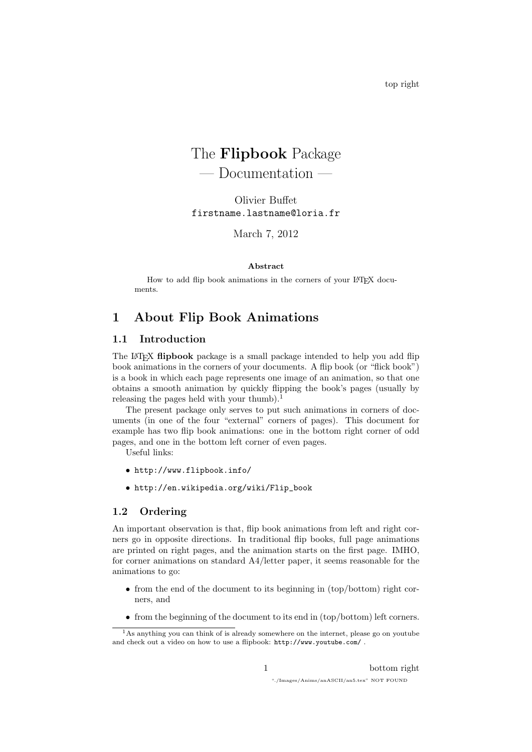# The **Flipbook** Package
# — Documentation —

Olivier Buffet
`firstname.lastname@loria.fr`

March 7, 2012

**Abstract**

How to add flip book animations in the corners of your LaTeX documents.

## 1 About Flip Book Animations

### 1.1 Introduction

The LaTeX **flipbook** package is a small package intended to help you add flip book animations in the corners of your documents. A flip book (or "flick book") is a book in which each page represents one image of an animation, so that one obtains a smooth animation by quickly flipping the book's pages (usually by releasing the pages held with your thumb).[1]

The present package only serves to put such animations in corners of documents (in one of the four "external" corners of pages). This document for example has two flip book animations: one in the bottom right corner of odd pages, and one in the bottom left corner of even pages.

Useful links:

- `http://www.flipbook.info/`
- `http://en.wikipedia.org/wiki/Flip_book`

### 1.2 Ordering

An important observation is that, flip book animations from left and right corners go in opposite directions. In traditional flip books, full page animations are printed on right pages, and the animation starts on the first page. IMHO, for corner animations on standard A4/letter paper, it seems reasonable for the animations to go:

- from the end of the document to its beginning in (top/bottom) right corners, and
- from the beginning of the document to its end in (top/bottom) left corners.

[1] As anything you can think of is already somewhere on the internet, please go on youtube and check out a video on how to use a flipbook: `http://www.youtube.com/` .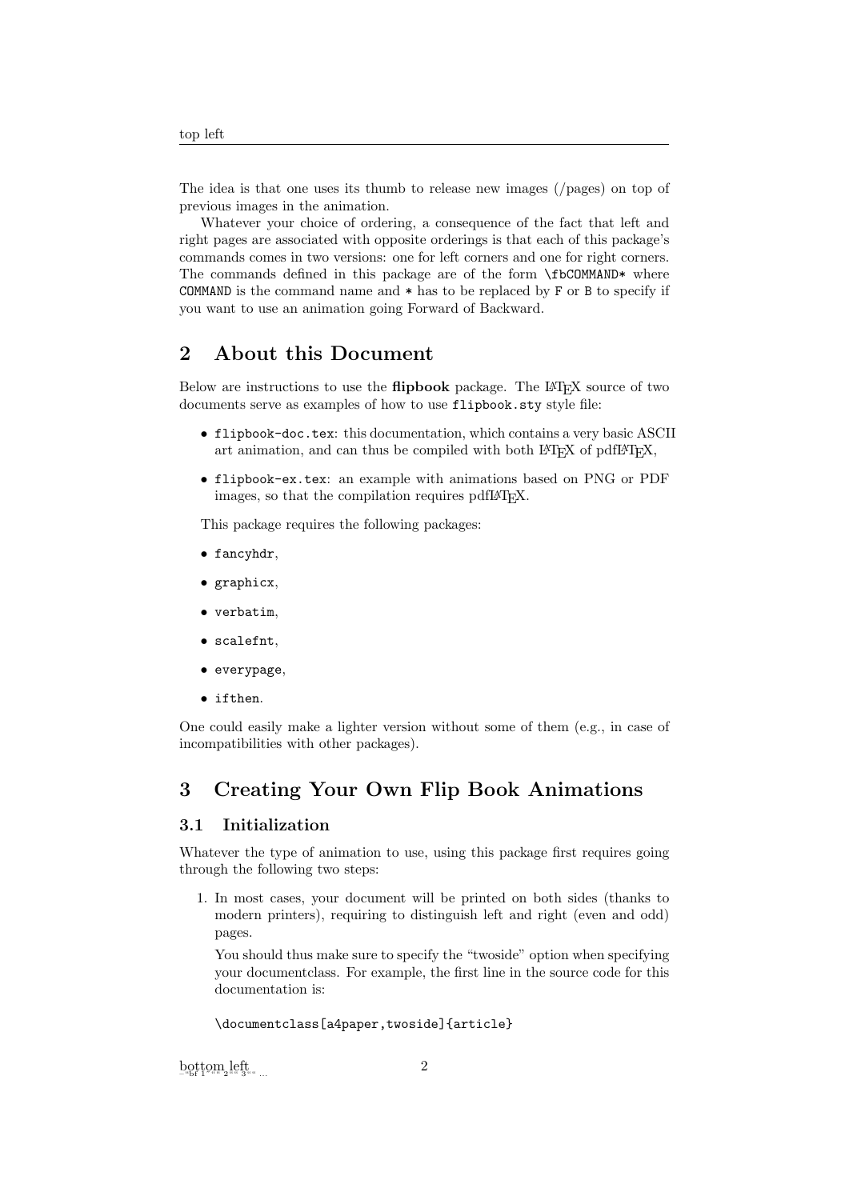The idea is that one uses its thumb to release new images (/pages) on top of previous images in the animation.

Whatever your choice of ordering, a consequence of the fact that left and right pages are associated with opposite orderings is that each of this package's commands comes in two versions: one for left corners and one for right corners. The commands defined in this package are of the form `\fbCOMMAND*` where `COMMAND` is the command name and `*` has to be replaced by `F` or `B` to specify if you want to use an animation going Forward of Backward.

## 2 About this Document

Below are instructions to use the **flipbook** package. The LaTeX source of two documents serve as examples of how to use `flipbook.sty` style file:

- `flipbook-doc.tex`: this documentation, which contains a very basic ASCII art animation, and can thus be compiled with both LaTeX of pdfLaTeX,
- `flipbook-ex.tex`: an example with animations based on PNG or PDF images, so that the compilation requires pdfLaTeX.

This package requires the following packages:

- `fancyhdr`,
- `graphicx`,
- `verbatim`,
- `scalefnt`,
- `everypage`,
- `ifthen`.

One could easily make a lighter version without some of them (e.g., in case of incompatibilities with other packages).

## 3 Creating Your Own Flip Book Animations

### 3.1 Initialization

Whatever the type of animation to use, using this package first requires going through the following two steps:

1. In most cases, your document will be printed on both sides (thanks to modern printers), requiring to distinguish left and right (even and odd) pages.

   You should thus make sure to specify the "twoside" option when specifying your documentclass. For example, the first line in the source code for this documentation is:

   ```
   \documentclass[a4paper,twoside]{article}
   ```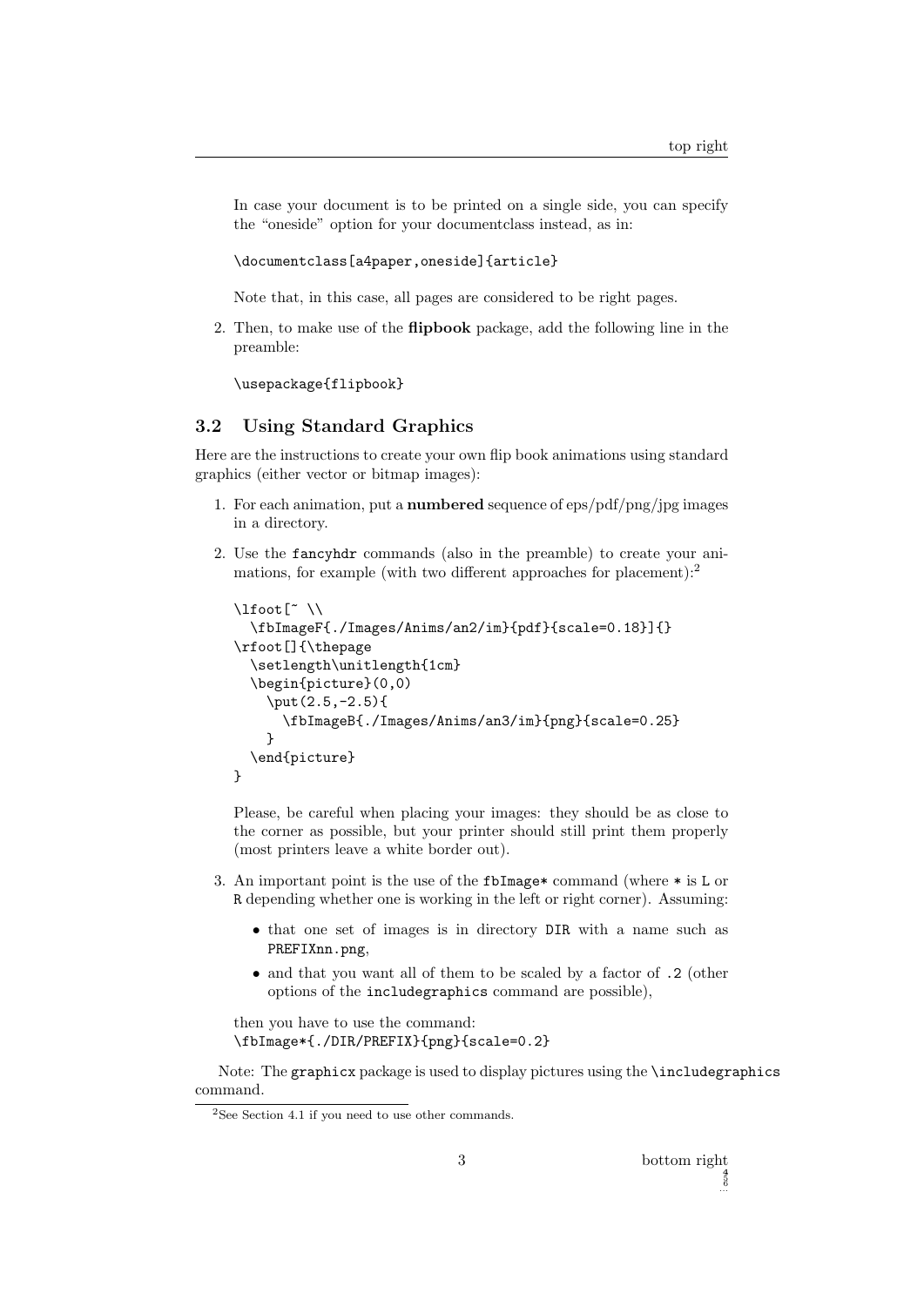In case your document is to be printed on a single side, you can specify the "oneside" option for your documentclass instead, as in:

```
\documentclass[a4paper,oneside]{article}
```

Note that, in this case, all pages are considered to be right pages.

2. Then, to make use of the **flipbook** package, add the following line in the preamble:

```
\usepackage{flipbook}
```

### 3.2 Using Standard Graphics

Here are the instructions to create your own flip book animations using standard graphics (either vector or bitmap images):

1. For each animation, put a **numbered** sequence of eps/pdf/png/jpg images in a directory.

2. Use the `fancyhdr` commands (also in the preamble) to create your animations, for example (with two different approaches for placement):[2]

```
\lfoot[~ \\
  \fbImageF{./Images/Anims/an2/im}{pdf}{scale=0.18}]{}
\rfoot[]{\thepage
  \setlength\unitlength{1cm}
  \begin{picture}(0,0)
    \put(2.5,-2.5){
      \fbImageB{./Images/Anims/an3/im}{png}{scale=0.25}
    }
  \end{picture}
}
```

Please, be careful when placing your images: they should be as close to the corner as possible, but your printer should still print them properly (most printers leave a white border out).

3. An important point is the use of the `fbImage*` command (where `*` is `L` or `R` depending whether one is working in the left or right corner). Assuming:

   - that one set of images is in directory `DIR` with a name such as `PREFIXnn.png`,
   - and that you want all of them to be scaled by a factor of `.2` (other options of the `includegraphics` command are possible),

   then you have to use the command:
   `\fbImage*{./DIR/PREFIX}{png}{scale=0.2}`

Note: The `graphicx` package is used to display pictures using the `\includegraphics` command.

[2] See Section 4.1 if you need to use other commands.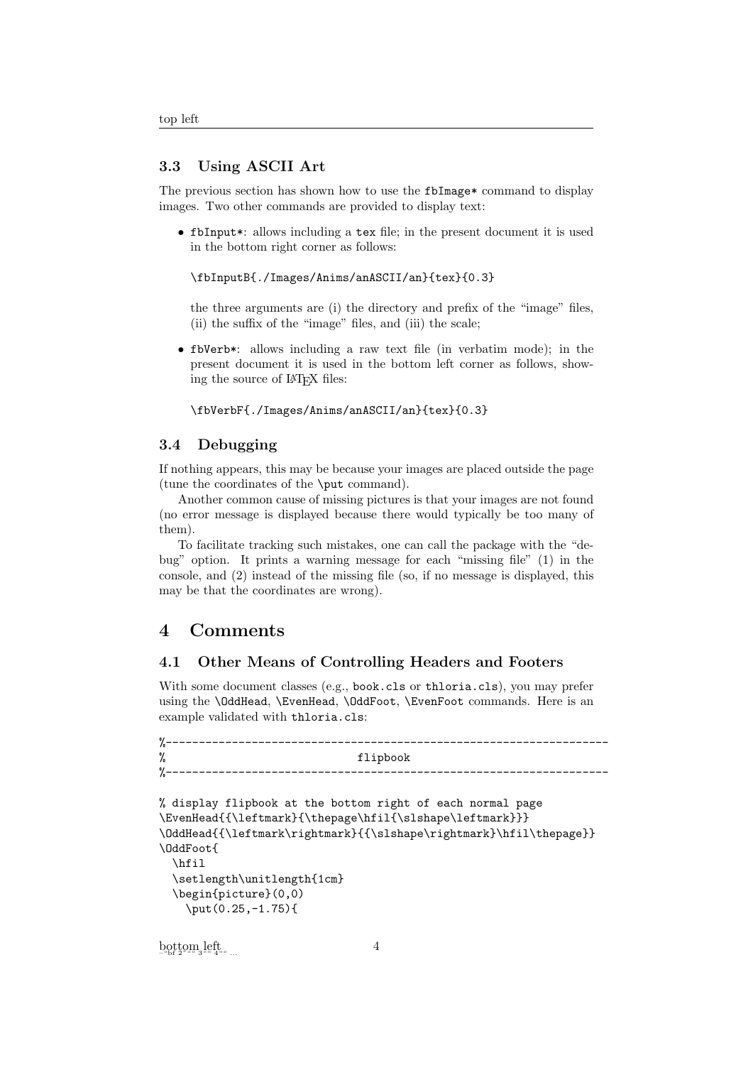### 3.3 Using ASCII Art

The previous section has shown how to use the `fbImage*` command to display images. Two other commands are provided to display text:

- `fbInput*`: allows including a `tex` file; in the present document it is used in the bottom right corner as follows:

  ```
  \fbInputB{./Images/Anims/anASCII/an}{tex}{0.3}
  ```

  the three arguments are (i) the directory and prefix of the "image" files, (ii) the suffix of the "image" files, and (iii) the scale;

- `fbVerb*`: allows including a raw text file (in verbatim mode); in the present document it is used in the bottom left corner as follows, showing the source of LaTeX files:

  ```
  \fbVerbF{./Images/Anims/anASCII/an}{tex}{0.3}
  ```

### 3.4 Debugging

If nothing appears, this may be because your images are placed outside the page (tune the coordinates of the `\put` command).

Another common cause of missing pictures is that your images are not found (no error message is displayed because there would typically be too many of them).

To facilitate tracking such mistakes, one can call the package with the "debug" option. It prints a warning message for each "missing file" (1) in the console, and (2) instead of the missing file (so, if no message is displayed, this may be that the coordinates are wrong).

## 4 Comments

### 4.1 Other Means of Controlling Headers and Footers

With some document classes (e.g., `book.cls` or `thloria.cls`), you may prefer using the `\OddHead`, `\EvenHead`, `\OddFoot`, `\EvenFoot` commands. Here is an example validated with `thloria.cls`:

```
%---------------------------------------------------------------------
%                              flipbook
%---------------------------------------------------------------------

% display flipbook at the bottom right of each normal page
\EvenHead{{\leftmark}{\thepage\hfil{\slshape\leftmark}}}
\OddHead{{\leftmark\rightmark}{{\slshape\rightmark}\hfil\thepage}}
\OddFoot{
  \hfil
  \setlength\unitlength{1cm}
  \begin{picture}(0,0)
    \put(0.25,-1.75){
```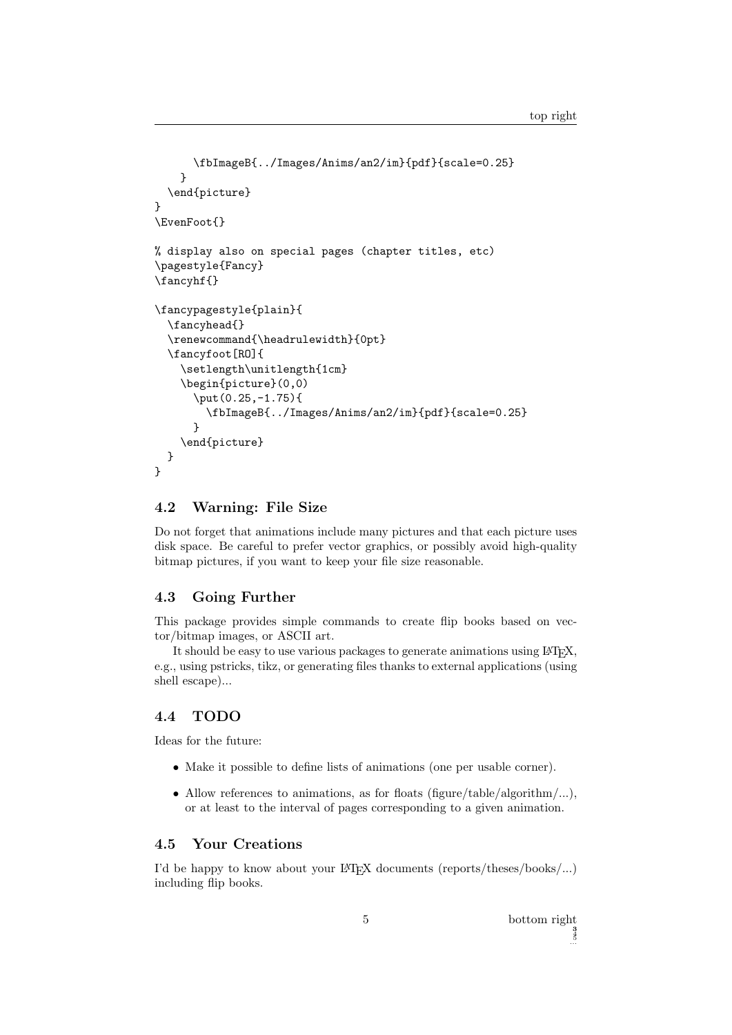```
      \fbImageB{../Images/Anims/an2/im}{pdf}{scale=0.25}
    }
  \end{picture}
}
\EvenFoot{}

% display also on special pages (chapter titles, etc)
\pagestyle{Fancy}
\fancyhf{}

\fancypagestyle{plain}{
  \fancyhead{}
  \renewcommand{\headrulewidth}{0pt}
  \fancyfoot[RO]{
    \setlength\unitlength{1cm}
    \begin{picture}(0,0)
      \put(0.25,-1.75){
        \fbImageB{../Images/Anims/an2/im}{pdf}{scale=0.25}
      }
    \end{picture}
  }
}
```

### 4.2 Warning: File Size

Do not forget that animations include many pictures and that each picture uses disk space. Be careful to prefer vector graphics, or possibly avoid high-quality bitmap pictures, if you want to keep your file size reasonable.

### 4.3 Going Further

This package provides simple commands to create flip books based on vector/bitmap images, or ASCII art.

It should be easy to use various packages to generate animations using LaTeX, e.g., using pstricks, tikz, or generating files thanks to external applications (using shell escape)...

### 4.4 TODO

Ideas for the future:

- Make it possible to define lists of animations (one per usable corner).
- Allow references to animations, as for floats (figure/table/algorithm/...), or at least to the interval of pages corresponding to a given animation.

### 4.5 Your Creations

I'd be happy to know about your LaTeX documents (reports/theses/books/...) including flip books.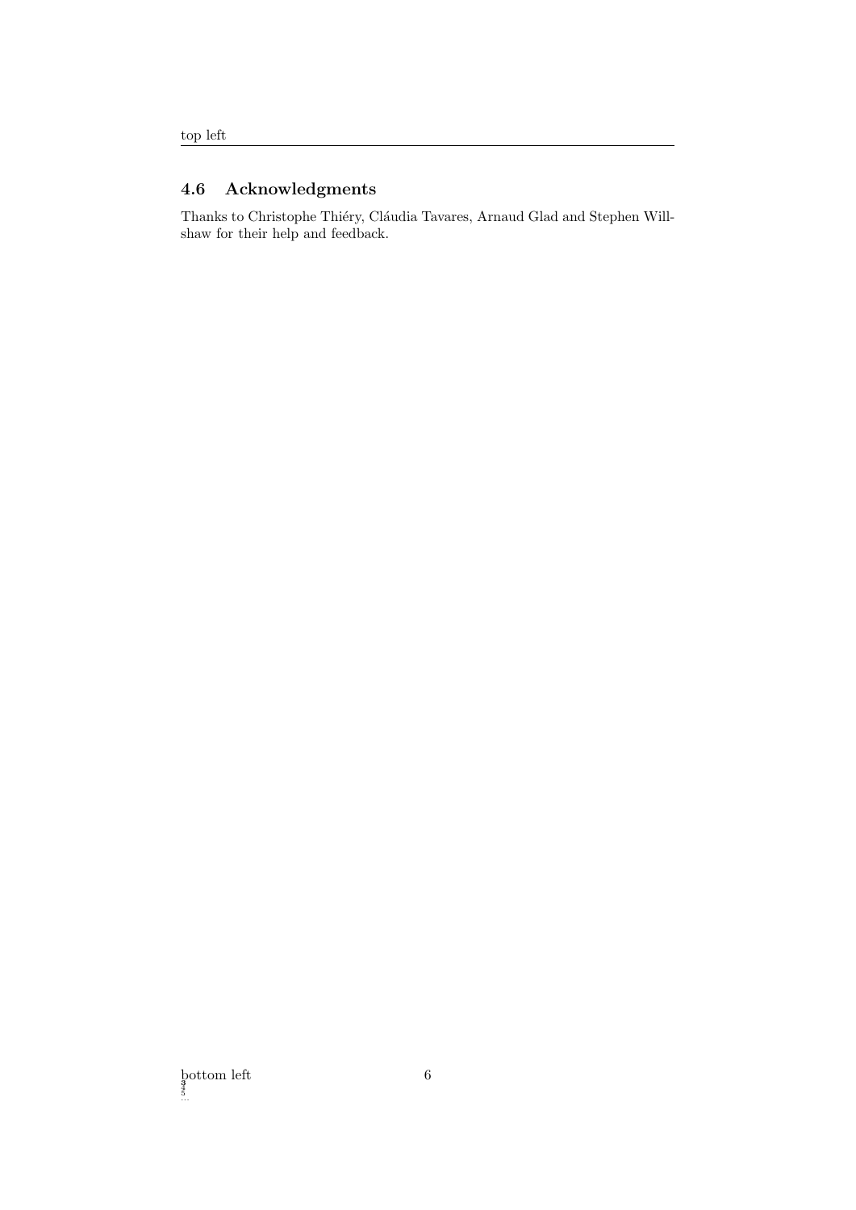## 4.6 Acknowledgments

Thanks to Christophe Thiéry, Cláudia Tavares, Arnaud Glad and Stephen Willshaw for their help and feedback.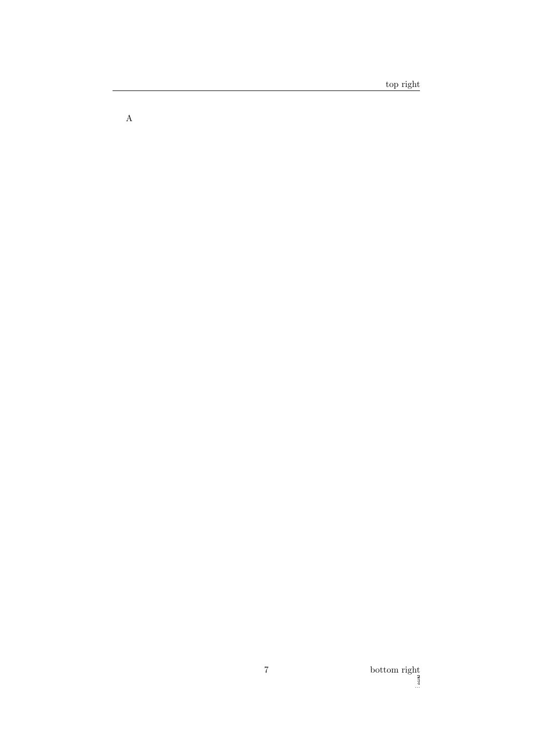A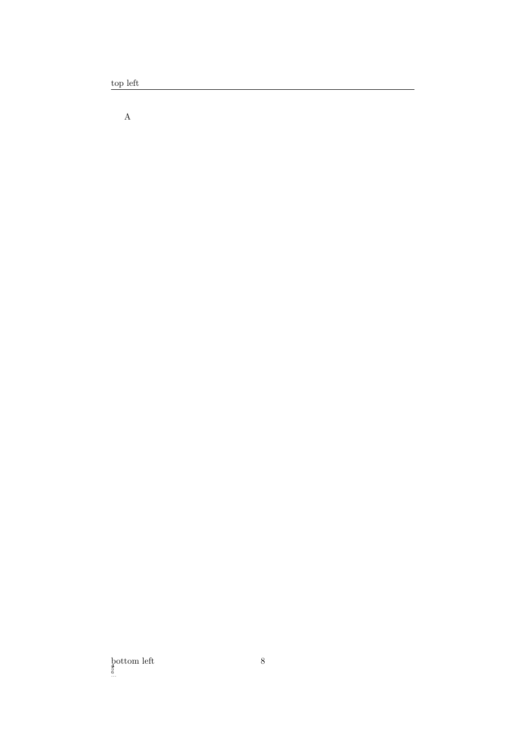A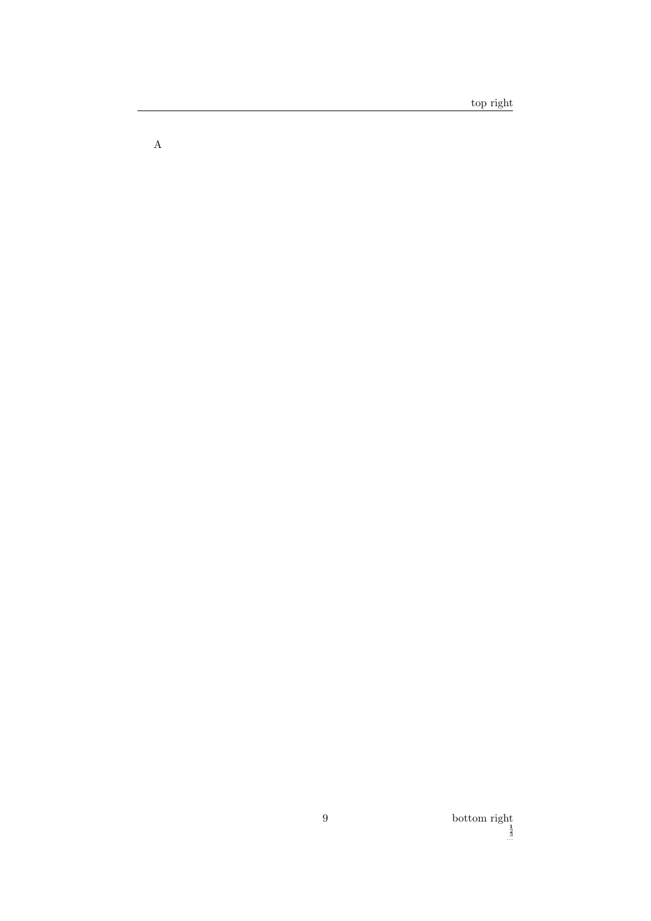A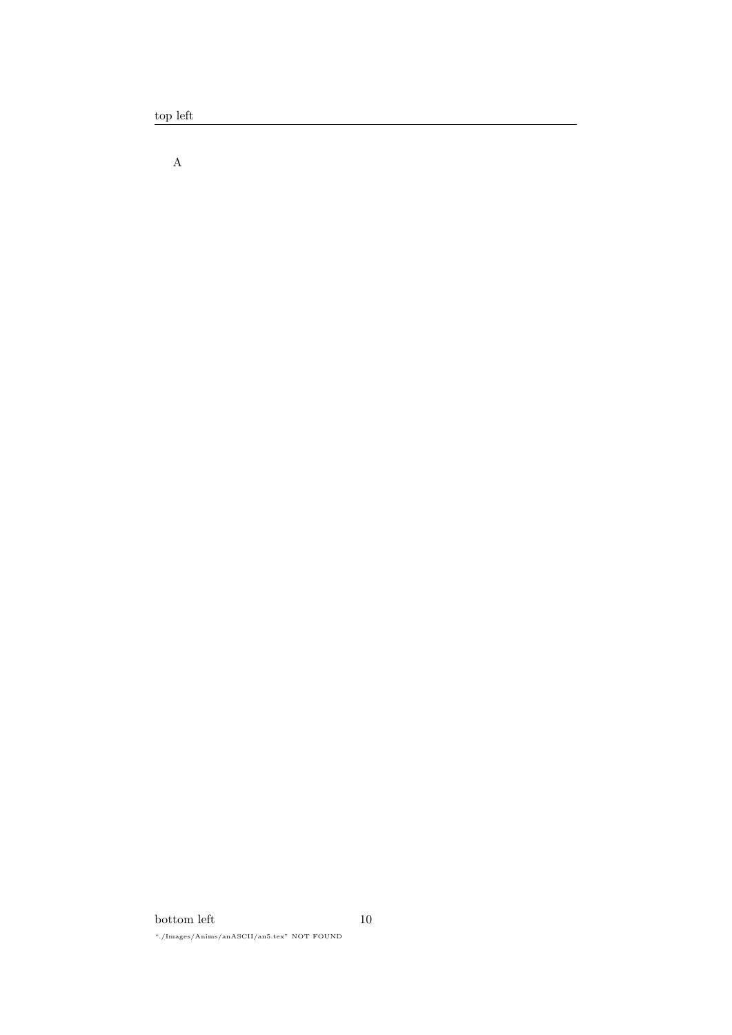A

"./Images/Anims/anASCII/an5.tex" NOT FOUND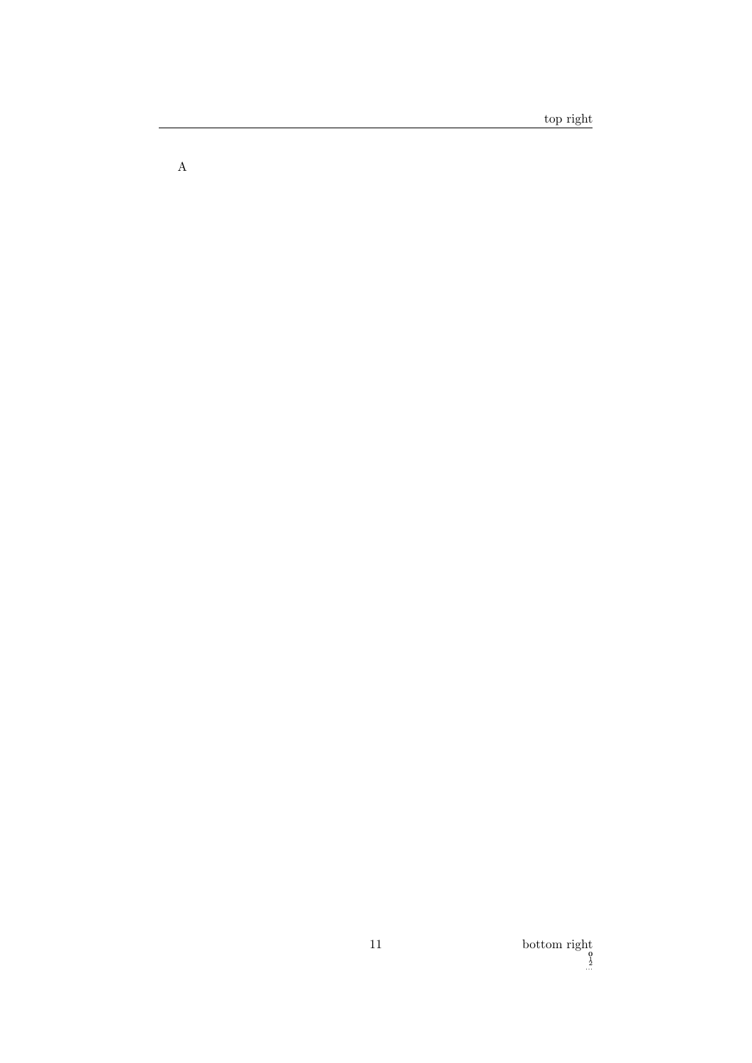A